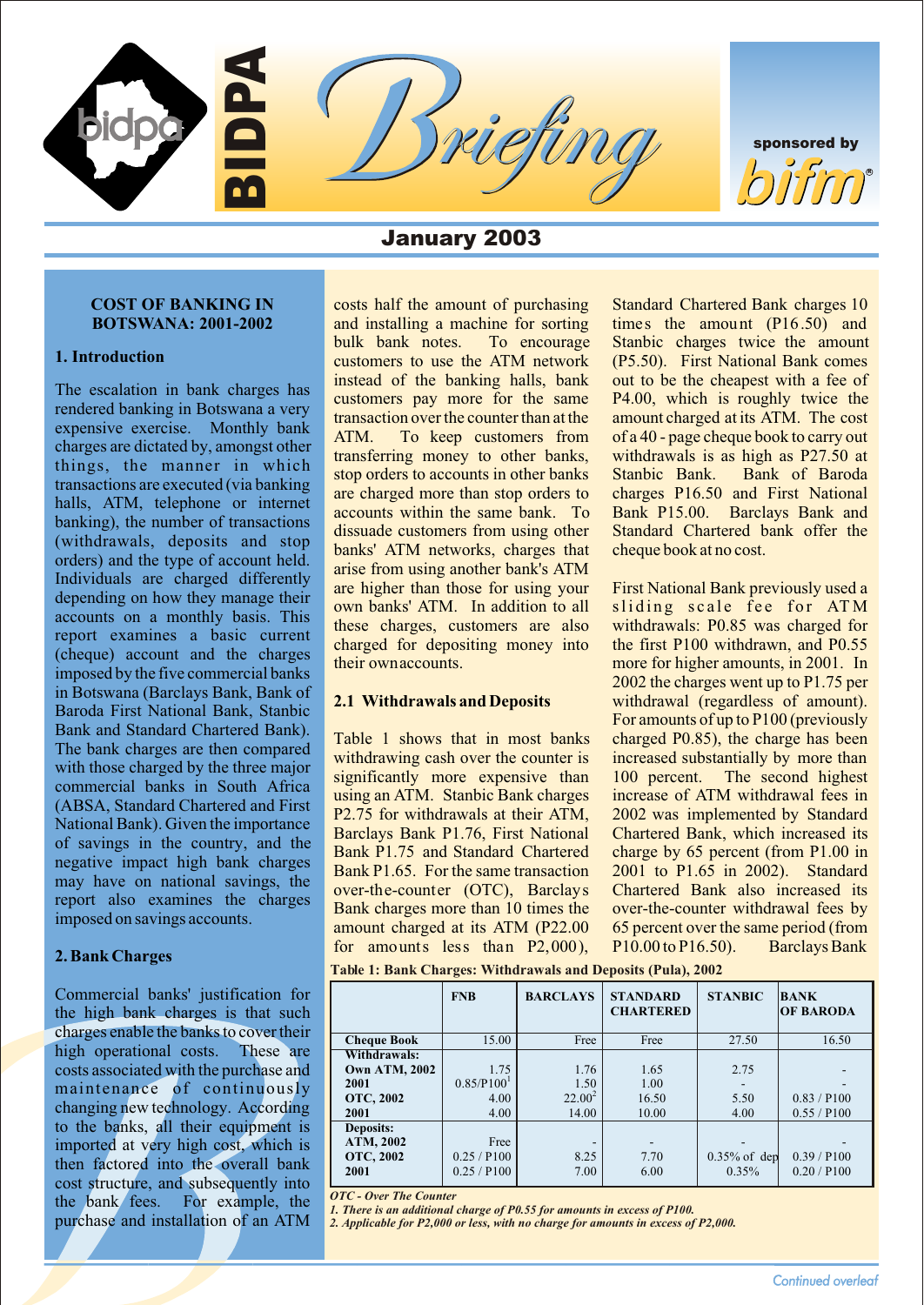# BIDPA Briefing

sponsored by bifm

## January 2003

### COST OF BANKING IN BOTSWANA: 2001-2002

#### 1. Introduction

The escalation in bank charges has rendered banking in Botswana a very expensive exercise. Monthly bank charges are dictated by, amongst other things, the manner in which transactions are executed (via banking halls, ATM, telephone or internet banking), the number of transactions (withdrawals, deposits and stop orders) and the type of account held. Individuals are charged differently depending on how they manage their accounts on a monthly basis. This report examines a basic current (cheque) account and the charges imposed by the five commercial banks in Botswana (Barclays Bank, Bank of Baroda First National Bank, Stanbic Bank and Standard Chartered Bank). The bank charges are then compared with those charged by the three major commercial banks in South Africa (ABSA, Standard Chartered and First National Bank). Given the importance of savings in the country, and the negative impact high bank charges may have on national savings, the report also examines the charges imposed on savings accounts.

#### 2. Bank Charges

Commercial banks' justification for the high bank charges is that such charges enable the banks to cover their high operational costs. These are costs associated with the purchase and maintenance of continuously changing new technology. According to the banks, all their equipment is imported at very high cost, which is then factored into the overall bank cost structure, and subsequently into the bank fees. For example, the purchase and installation of an ATM costs half the amount of purchasing and installing a machine for sorting bulk bank notes. To encourage customers to use the ATM network instead of the banking halls, bank customers pay more for the same transaction over the counter than at the ATM. To keep customers from transferring money to other banks, stop orders to accounts in other banks are charged more than stop orders to accounts within the same bank. To dissuade customers from using other banks' ATM networks, charges that arise from using another bank's ATM are higher than those for using your own banks' ATM. In addition to all these charges, customers are also charged for depositing money into their own accounts.

#### 2.1 Withdrawals and Deposits

Table 1 shows that in most banks withdrawing cash over the counter is significantly more expensive than using an ATM. Stanbic Bank charges P2.75 for withdrawals at their ATM, Barclays Bank P1.76, First National Bank P1.75 and Standard Chartered Bank P1.65. For the same transaction over-the-counter (OTC), Barclays Bank charges more than 10 times the amount charged at its ATM (P22.00 for amounts less than P2,000), Standard Chartered Bank charges 10 times the amount (P16.50) and Stanbic charges twice the amount (P5.50). First National Bank comes out to be the cheapest with a fee of P4.00, which is roughly twice the amount charged at its ATM. The cost of a 40 - page cheque book to carry out withdrawals is as high as P27.50 at Stanbic Bank. Bank of Baroda charges P16.50 and First National Bank P15.00. Barclays Bank and Standard Chartered bank offer the cheque book at no cost.

First National Bank previously used a sliding scale fee for ATM withdrawals: P0.85 was charged for the first P100 withdrawn, and P0.55 more for higher amounts, in 2001. In 2002 the charges went up to P1.75 per withdrawal (regardless of amount). For amounts of up to P100 (previously charged P0.85), the charge has been increased substantially by more than 100 percent. The second highest increase of ATM withdrawal fees in 2002 was implemented by Standard Chartered Bank, which increased its charge by 65 percent (from P1.00 in 2001 to P1.65 in 2002). Standard Chartered Bank also increased its over-the-counter withdrawal fees by 65 percent over the same period (from P10.00 to P16.50). Barclays Bank

**Table 1: Bank Charges: Withdrawals and Deposits (Pula), 2002**

| | FNB | BARCLAYS | STANDARD CHARTERED | STANBIC | BANK OF BARODA |
|---|---|---|---|---|---|
| **Cheque Book** | 15.00 | Free | Free | 27.50 | 16.50 |
| **Withdrawals:** | | | | | |
| **Own ATM, 2002** | 1.75 | 1.76 | 1.65 | 2.75 | - |
| **2001** | 0.85/P100[1] | 1.50 | 1.00 | - | - |
| **OTC, 2002** | 4.00 | 22.00[2] | 16.50 | 5.50 | 0.83 / P100 |
| **2001** | 4.00 | 14.00 | 10.00 | 4.00 | 0.55 / P100 |
| **Deposits:** | | | | | |
| **ATM, 2002** | Free | - | - | - | - |
| **OTC, 2002** | 0.25 / P100 | 8.25 | 7.70 | 0.35% of dep | 0.39 / P100 |
| **2001** | 0.25 / P100 | 7.00 | 6.00 | 0.35% | 0.20 / P100 |

*OTC - Over The Counter*
*1. There is an additional charge of P0.55 for amounts in excess of P100.*
*2. Applicable for P2,000 or less, with no charge for amounts in excess of P2,000.*

Continued overleaf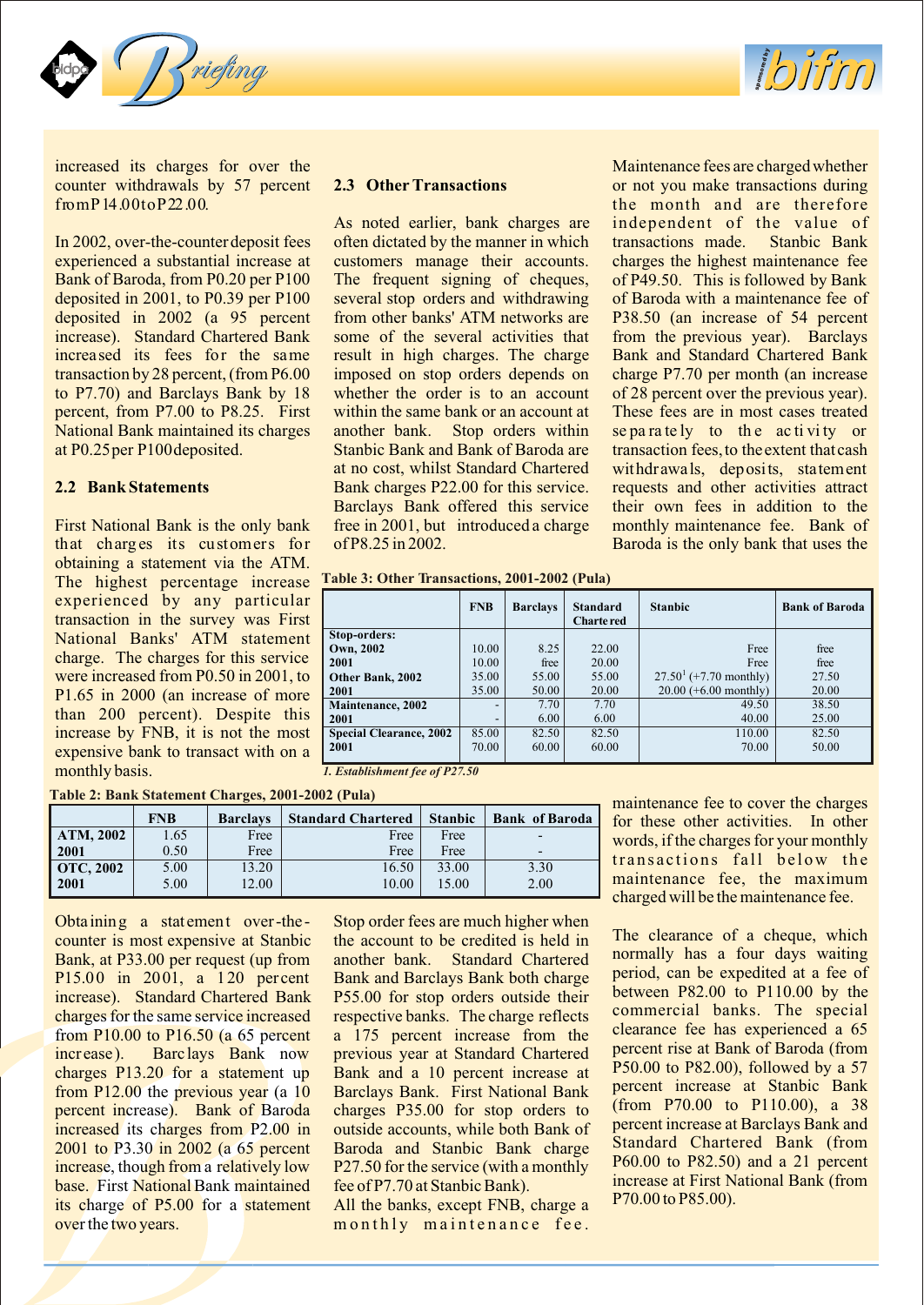increased its charges for over the counter withdrawals by 57 percent from P14.00 to P22.00.

In 2002, over-the-counter deposit fees experienced a substantial increase at Bank of Baroda, from P0.20 per P100 deposited in 2001, to P0.39 per P100 deposited in 2002 (a 95 percent increase). Standard Chartered Bank increased its fees for the same transaction by 28 percent, (from P6.00 to P7.70) and Barclays Bank by 18 percent, from P7.00 to P8.25. First National Bank maintained its charges at P0.25 per P100 deposited.

## 2.2 Bank Statements

First National Bank is the only bank that charges its customers for obtaining a statement via the ATM. The highest percentage increase experienced by any particular transaction in the survey was First National Banks' ATM statement charge. The charges for this service were increased from P0.50 in 2001, to P1.65 in 2000 (an increase of more than 200 percent). Despite this increase by FNB, it is not the most expensive bank to transact with on a monthly basis.

**Table 2: Bank Statement Charges, 2001-2002 (Pula)**

| | FNB | Barclays | Standard Chartered | Stanbic | Bank of Baroda |
|---|---|---|---|---|---|
| **ATM, 2002** | 1.65 | Free | Free | Free | - |
| **2001** | 0.50 | Free | Free | Free | - |
| **OTC, 2002** | 5.00 | 13.20 | 16.50 | 33.00 | 3.30 |
| **2001** | 5.00 | 12.00 | 10.00 | 15.00 | 2.00 |

Obtaining a statement over-the-counter is most expensive at Stanbic Bank, at P33.00 per request (up from P15.00 in 2001, a 120 percent increase). Standard Chartered Bank charges for the same service increased from P10.00 to P16.50 (a 65 percent increase). Barclays Bank now charges P13.20 for a statement up from P12.00 the previous year (a 10 percent increase). Bank of Baroda increased its charges from P2.00 in 2001 to P3.30 in 2002 (a 65 percent increase, though from a relatively low base. First National Bank maintained its charge of P5.00 for a statement over the two years.

## 2.3 Other Transactions

As noted earlier, bank charges are often dictated by the manner in which customers manage their accounts. The frequent signing of cheques, several stop orders and withdrawing from other banks' ATM networks are some of the several activities that result in high charges. The charge imposed on stop orders depends on whether the order is to an account within the same bank or an account at another bank. Stop orders within Stanbic Bank and Bank of Baroda are at no cost, whilst Standard Chartered Bank charges P22.00 for this service. Barclays Bank offered this service free in 2001, but introduced a charge of P8.25 in 2002.

**Table 3: Other Transactions, 2001-2002 (Pula)**

| | FNB | Barclays | Standard Chartered | Stanbic | Bank of Baroda |
|---|---|---|---|---|---|
| **Stop-orders:** | | | | | |
| **Own, 2002** | 10.00 | 8.25 | 22.00 | Free | free |
| **2001** | 10.00 | free | 20.00 | Free | free |
| **Other Bank, 2002** | 35.00 | 55.00 | 55.00 | 27.50[1] (+7.70 monthly) | 27.50 |
| **2001** | 35.00 | 50.00 | 20.00 | 20.00 (+6.00 monthly) | 20.00 |
| **Maintenance, 2002** | - | 7.70 | 7.70 | 49.50 | 38.50 |
| **2001** | - | 6.00 | 6.00 | 40.00 | 25.00 |
| **Special Clearance, 2002** | 85.00 | 82.50 | 82.50 | 110.00 | 82.50 |
| **2001** | 70.00 | 60.00 | 60.00 | 70.00 | 50.00 |

*1. Establishment fee of P27.50*

Stop order fees are much higher when the account to be credited is held in another bank. Standard Chartered Bank and Barclays Bank both charge P55.00 for stop orders outside their respective banks. The charge reflects a 175 percent increase from the previous year at Standard Chartered Bank and a 10 percent increase at Barclays Bank. First National Bank charges P35.00 for stop orders to outside accounts, while both Bank of Baroda and Stanbic Bank charge P27.50 for the service (with a monthly fee of P7.70 at Stanbic Bank).

All the banks, except FNB, charge a monthly maintenance fee. Maintenance fees are charged whether or not you make transactions during the month and are therefore independent of the value of transactions made. Stanbic Bank charges the highest maintenance fee of P49.50. This is followed by Bank of Baroda with a maintenance fee of P38.50 (an increase of 54 percent from the previous year). Barclays Bank and Standard Chartered Bank charge P7.70 per month (an increase of 28 percent over the previous year). These fees are in most cases treated separately to the activity or transaction fees, to the extent that cash withdrawals, deposits, statement requests and other activities attract their own fees in addition to the monthly maintenance fee. Bank of Baroda is the only bank that uses the maintenance fee to cover the charges for these other activities. In other words, if the charges for your monthly transactions fall below the maintenance fee, the maximum charged will be the maintenance fee.

The clearance of a cheque, which normally has a four days waiting period, can be expedited at a fee of between P82.00 to P110.00 by the commercial banks. The special clearance fee has experienced a 65 percent rise at Bank of Baroda (from P50.00 to P82.00), followed by a 57 percent increase at Stanbic Bank (from P70.00 to P110.00), a 38 percent increase at Barclays Bank and Standard Chartered Bank (from P60.00 to P82.50) and a 21 percent increase at First National Bank (from P70.00 to P85.00).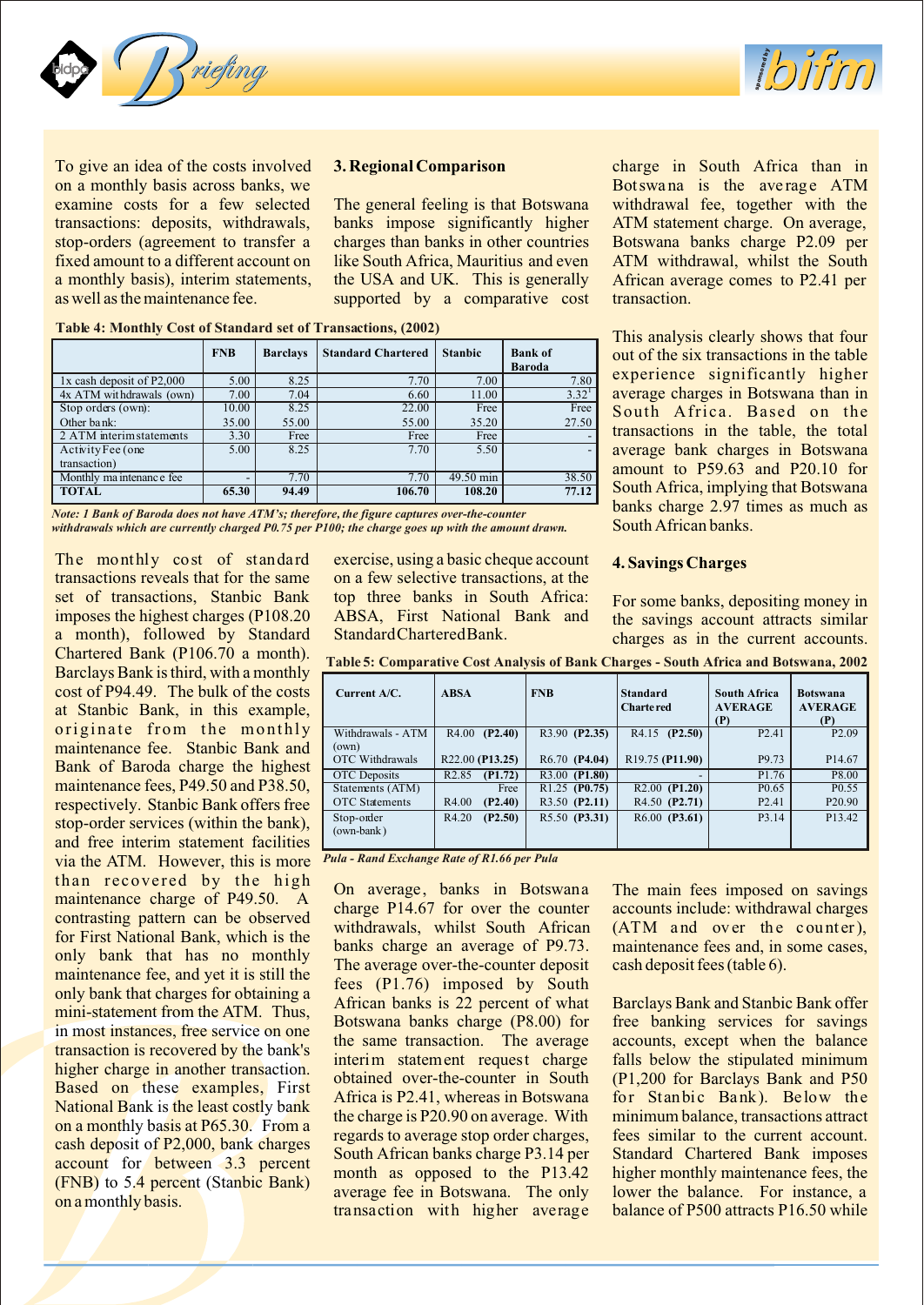To give an idea of the costs involved on a monthly basis across banks, we examine costs for a few selected transactions: deposits, withdrawals, stop-orders (agreement to transfer a fixed amount to a different account on a monthly basis), interim statements, as well as the maintenance fee.

**Table 4: Monthly Cost of Standard set of Transactions, (2002)**

| | FNB | Barclays | Standard Chartered | Stanbic | Bank of Baroda |
|---|---|---|---|---|---|
| 1x cash deposit of P2,000 | 5.00 | 8.25 | 7.70 | 7.00 | 7.80 |
| 4x ATM withdrawals (own) | 7.00 | 7.04 | 6.60 | 11.00 | 3.32[1] |
| Stop orders (own): | 10.00 | 8.25 | 22.00 | Free | Free |
| Other bank: | 35.00 | 55.00 | 55.00 | 35.20 | 27.50 |
| 2 ATM interim statements | 3.30 | Free | Free | Free | - |
| Activity Fee (one transaction) | 5.00 | 8.25 | 7.70 | 5.50 | - |
| Monthly maintenance fee | - | 7.70 | 7.70 | 49.50 min | 38.50 |
| **TOTAL** | **65.30** | **94.49** | **106.70** | **108.20** | **77.12** |

*Note: 1 Bank of Baroda does not have ATM's; therefore, the figure captures over-the-counter withdrawals which are currently charged P0.75 per P100; the charge goes up with the amount drawn.*

The monthly cost of standard transactions reveals that for the same set of transactions, Stanbic Bank imposes the highest charges (P108.20 a month), followed by Standard Chartered Bank (P106.70 a month). Barclays Bank is third, with a monthly cost of P94.49. The bulk of the costs at Stanbic Bank, in this example, originate from the monthly maintenance fee. Stanbic Bank and Bank of Baroda charge the highest maintenance fees, P49.50 and P38.50, respectively. Stanbic Bank offers free stop-order services (within the bank), and free interim statement facilities via the ATM. However, this is more than recovered by the high maintenance charge of P49.50. A contrasting pattern can be observed for First National Bank, which is the only bank that has no monthly maintenance fee, and yet it is still the only bank that charges for obtaining a mini-statement from the ATM. Thus, in most instances, free service on one transaction is recovered by the bank's higher charge in another transaction. Based on these examples, First National Bank is the least costly bank on a monthly basis at P65.30. From a cash deposit of P2,000, bank charges account for between 3.3 percent (FNB) to 5.4 percent (Stanbic Bank) on a monthly basis.

## 3. Regional Comparison

The general feeling is that Botswana banks impose significantly higher charges than banks in other countries like South Africa, Mauritius and even the USA and UK. This is generally supported by a comparative cost exercise, using a basic cheque account on a few selective transactions, at the top three banks in South Africa: ABSA, First National Bank and Standard Chartered Bank.

**Table 5: Comparative Cost Analysis of Bank Charges - South Africa and Botswana, 2002**

| Current A/C. | ABSA | FNB | Standard Chartered | South Africa AVERAGE (P) | Botswana AVERAGE (P) |
|---|---|---|---|---|---|
| Withdrawals - ATM (own) | R4.00 **(P2.40)** | R3.90 **(P2.35)** | R4.15 **(P2.50)** | P2.41 | P2.09 |
| OTC Withdrawals | R22.00 **(P13.25)** | R6.70 **(P4.04)** | R19.75 **(P11.90)** | P9.73 | P14.67 |
| OTC Deposits | R2.85 **(P1.72)** | R3.00 **(P1.80)** | - | P1.76 | P8.00 |
| Statements (ATM) | Free | R1.25 **(P0.75)** | R2.00 **(P1.20)** | P0.65 | P0.55 |
| OTC Statements | R4.00 **(P2.40)** | R3.50 **(P2.11)** | R4.50 **(P2.71)** | P2.41 | P20.90 |
| Stop-order (own-bank) | R4.20 **(P2.50)** | R5.50 **(P3.31)** | R6.00 **(P3.61)** | P3.14 | P13.42 |

*Pula - Rand Exchange Rate of R1.66 per Pula*

On average, banks in Botswana charge P14.67 for over the counter withdrawals, whilst South African banks charge an average of P9.73. The average over-the-counter deposit fees (P1.76) imposed by South African banks is 22 percent of what Botswana banks charge (P8.00) for the same transaction. The average interim statement request charge obtained over-the-counter in South Africa is P2.41, whereas in Botswana the charge is P20.90 on average. With regards to average stop order charges, South African banks charge P3.14 per month as opposed to the P13.42 average fee in Botswana. The only transaction with higher average charge in South Africa than in Botswana is the average ATM withdrawal fee, together with the ATM statement charge. On average, Botswana banks charge P2.09 per ATM withdrawal, whilst the South African average comes to P2.41 per transaction.

This analysis clearly shows that four out of the six transactions in the table experience significantly higher average charges in Botswana than in South Africa. Based on the transactions in the table, the total average bank charges in Botswana amount to P59.63 and P20.10 for South Africa, implying that Botswana banks charge 2.97 times as much as South African banks.

## 4. Savings Charges

For some banks, depositing money in the savings account attracts similar charges as in the current accounts. The main fees imposed on savings accounts include: withdrawal charges (ATM and over the counter), maintenance fees and, in some cases, cash deposit fees (table 6).

Barclays Bank and Stanbic Bank offer free banking services for savings accounts, except when the balance falls below the stipulated minimum (P1,200 for Barclays Bank and P50 for Stanbic Bank). Below the minimum balance, transactions attract fees similar to the current account. Standard Chartered Bank imposes higher monthly maintenance fees, the lower the balance. For instance, a balance of P500 attracts P16.50 while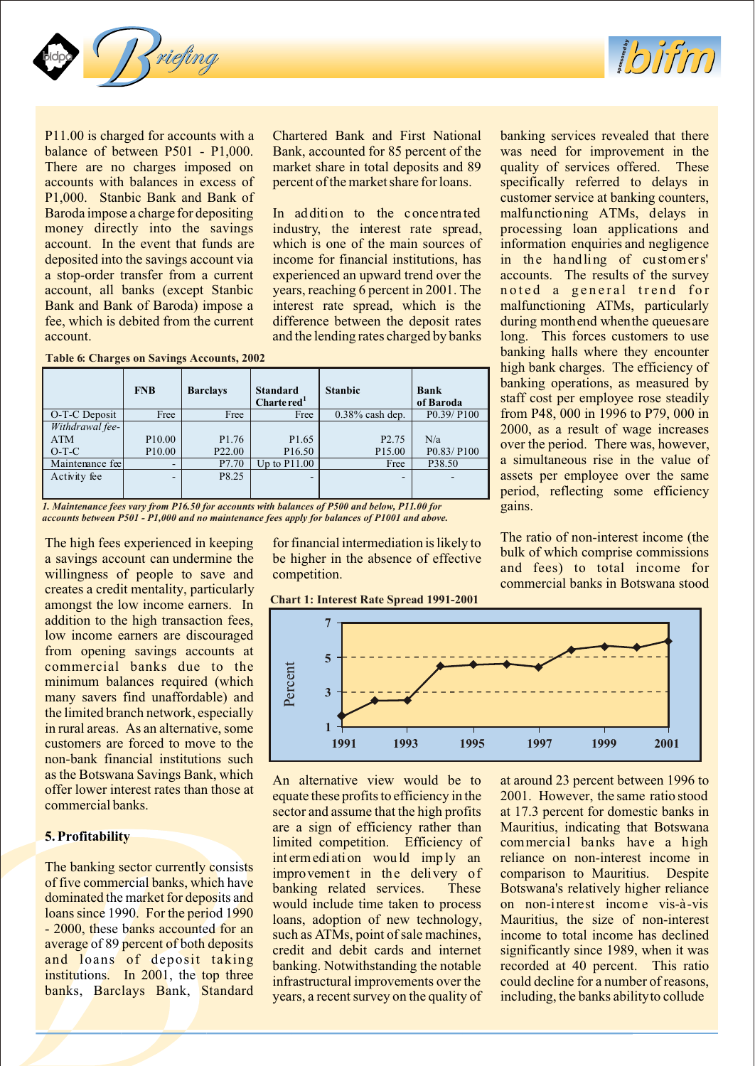P11.00 is charged for accounts with a balance of between P501 - P1,000. There are no charges imposed on accounts with balances in excess of P1,000. Stanbic Bank and Bank of Baroda impose a charge for depositing money directly into the savings account. In the event that funds are deposited into the savings account via a stop-order transfer from a current account, all banks (except Stanbic Bank and Bank of Baroda) impose a fee, which is debited from the current account.

**Table 6: Charges on Savings Accounts, 2002**

| | FNB | Barclays | Standard Chartered[1] | Stanbic | Bank of Baroda |
|---|---|---|---|---|---|
| O-T-C Deposit | Free | Free | Free | 0.38% cash dep. | P0.39/ P100 |
| *Withdrawal fee-* | | | | | |
| ATM | P10.00 | P1.76 | P1.65 | P2.75 | N/a |
| O-T-C | P10.00 | P22.00 | P16.50 | P15.00 | P0.83/ P100 |
| Maintenance fee | - | P7.70 | Up to P11.00 | Free | P38.50 |
| Activity fee | - | P8.25 | - | - | - |

*1. Maintenance fees vary from P16.50 for accounts with balances of P500 and below, P11.00 for accounts between P501 - P1,000 and no maintenance fees apply for balances of P1001 and above.*

The high fees experienced in keeping a savings account can undermine the willingness of people to save and creates a credit mentality, particularly amongst the low income earners. In addition to the high transaction fees, low income earners are discouraged from opening savings accounts at commercial banks due to the minimum balances required (which many savers find unaffordable) and the limited branch network, especially in rural areas. As an alternative, some customers are forced to move to the non-bank financial institutions such as the Botswana Savings Bank, which offer lower interest rates than those at commercial banks.

### 5. Profitability

The banking sector currently consists of five commercial banks, which have dominated the market for deposits and loans since 1990. For the period 1990 - 2000, these banks accounted for an average of 89 percent of both deposits and loans of deposit taking institutions. In 2001, the top three banks, Barclays Bank, Standard Chartered Bank and First National Bank, accounted for 85 percent of the market share in total deposits and 89 percent of the market share for loans.

In addition to the concentrated industry, the interest rate spread, which is one of the main sources of income for financial institutions, has experienced an upward trend over the years, reaching 6 percent in 2001. The interest rate spread, which is the difference between the deposit rates and the lending rates charged by banks for financial intermediation is likely to be higher in the absence of effective competition.

**Chart 1: Interest Rate Spread 1991-2001**

An alternative view would be to equate these profits to efficiency in the sector and assume that the high profits are a sign of efficiency rather than limited competition. Efficiency of intermediation would imply an improvement in the delivery of banking related services. These would include time taken to process loans, adoption of new technology, such as ATMs, point of sale machines, credit and debit cards and internet banking. Notwithstanding the notable infrastructural improvements over the years, a recent survey on the quality of banking services revealed that there was need for improvement in the quality of services offered. These specifically referred to delays in customer service at banking counters, malfunctioning ATMs, delays in processing loan applications and information enquiries and negligence in the handling of customers' accounts. The results of the survey noted a general trend for malfunctioning ATMs, particularly during month end when the queues are long. This forces customers to use banking halls where they encounter high bank charges. The efficiency of banking operations, as measured by staff cost per employee rose steadily from P48, 000 in 1996 to P79, 000 in 2000, as a result of wage increases over the period. There was, however, a simultaneous rise in the value of assets per employee over the same period, reflecting some efficiency gains.

The ratio of non-interest income (the bulk of which comprise commissions and fees) to total income for commercial banks in Botswana stood at around 23 percent between 1996 to 2001. However, the same ratio stood at 17.3 percent for domestic banks in Mauritius, indicating that Botswana commercial banks have a high reliance on non-interest income in comparison to Mauritius. Despite Botswana's relatively higher reliance on non-interest income vis-à-vis Mauritius, the size of non-interest income to total income has declined significantly since 1989, when it was recorded at 40 percent. This ratio could decline for a number of reasons, including, the banks ability to collude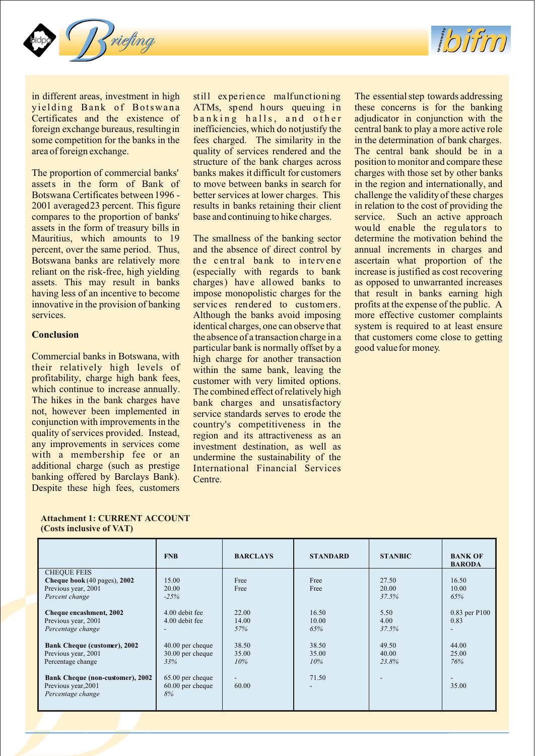in different areas, investment in high yielding Bank of Botswana Certificates and the existence of foreign exchange bureaus, resulting in some competition for the banks in the area of foreign exchange.

The proportion of commercial banks' assets in the form of Bank of Botswana Certificates between 1996 - 2001 averaged 23 percent. This figure compares to the proportion of banks' assets in the form of treasury bills in Mauritius, which amounts to 19 percent, over the same period. Thus, Botswana banks are relatively more reliant on the risk-free, high yielding assets. This may result in banks having less of an incentive to become innovative in the provision of banking services.

## Conclusion

Commercial banks in Botswana, with their relatively high levels of profitability, charge high bank fees, which continue to increase annually. The hikes in the bank charges have not, however been implemented in conjunction with improvements in the quality of services provided. Instead, any improvements in services come with a membership fee or an additional charge (such as prestige banking offered by Barclays Bank). Despite these high fees, customers still experience malfunctioning ATMs, spend hours queuing in banking halls, and other inefficiencies, which do not justify the fees charged. The similarity in the quality of services rendered and the structure of the bank charges across banks makes it difficult for customers to move between banks in search for better services at lower charges. This results in banks retaining their client base and continuing to hike charges.

The smallness of the banking sector and the absence of direct control by the central bank to intervene (especially with regards to bank charges) have allowed banks to impose monopolistic charges for the services rendered to customers. Although the banks avoid imposing identical charges, one can observe that the absence of a transaction charge in a particular bank is normally offset by a high charge for another transaction within the same bank, leaving the customer with very limited options. The combined effect of relatively high bank charges and unsatisfactory service standards serves to erode the country's competitiveness in the region and its attractiveness as an investment destination, as well as undermine the sustainability of the International Financial Services Centre.

The essential step towards addressing these concerns is for the banking adjudicator in conjunction with the central bank to play a more active role in the determination of bank charges. The central bank should be in a position to monitor and compare these charges with those set by other banks in the region and internationally, and challenge the validity of these charges in relation to the cost of providing the service. Such an active approach would enable the regulators to determine the motivation behind the annual increments in charges and ascertain what proportion of the increase is justified as cost recovering as opposed to unwarranted increases that result in banks earning high profits at the expense of the public. A more effective customer complaints system is required to at least ensure that customers come close to getting good value for money.

**Attachment 1: CURRENT ACCOUNT**
**(Costs inclusive of VAT)**

| | FNB | BARCLAYS | STANDARD | STANBIC | BANK OF BARODA |
|---|---|---|---|---|---|
| CHEQUE FEES | | | | | |
| **Cheque book** (40 pages), **2002** | 15.00 | Free | Free | 27.50 | 16.50 |
| Previous year, 2001 | 20.00 | Free | Free | 20.00 | 10.00 |
| *Percent change* | *-25%* | | | *37.5%* | *65%* |
| **Cheque encashment, 2002** | 4.00 debit fee | 22.00 | 16.50 | 5.50 | 0.83 per P100 |
| Previous year, 2001 | 4.00 debit fee | 14.00 | 10.00 | 4.00 | 0.83 |
| *Percentage change* | - | *57%* | *65%* | *37.5%* | - |
| **Bank Cheque (customer), 2002** | 40.00 per cheque | 38.50 | 38.50 | 49.50 | 44.00 |
| Previous year, 2001 | 30.00 per cheque | 35.00 | 35.00 | 40.00 | 25.00 |
| Percentage change | *33%* | *10%* | *10%* | *23.8%* | *76%* |
| **Bank Cheque (non-customer), 2002** | 65.00 per cheque | - | 71.50 | - | - |
| Previous year, 2001 | 60.00 per cheque | 60.00 | - | | 35.00 |
| *Percentage change* | *8%* | | | | |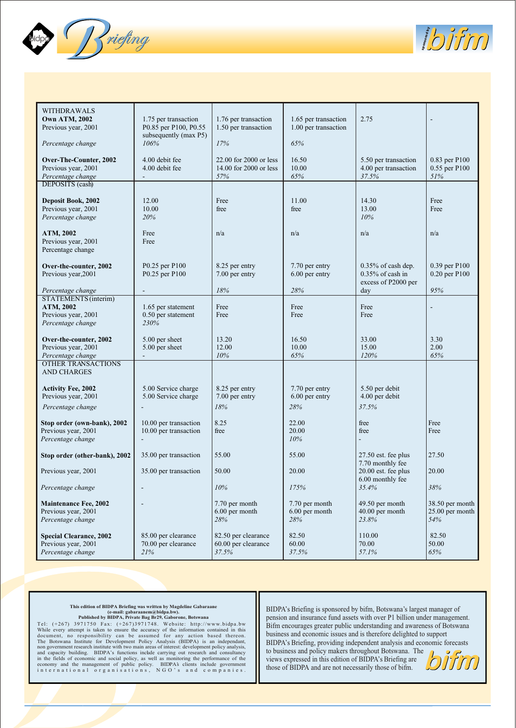| | | | | | |
|---|---|---|---|---|---|
| WITHDRAWALS | | | | | |
| **Own ATM, 2002** | 1.75 per transaction | 1.76 per transaction | 1.65 per transaction | 2.75 | - |
| Previous year, 2001 | P0.85 per P100, P0.55 subsequently (max P5) | 1.50 per transaction | 1.00 per transaction | | |
| *Percentage change* | *106%* | *17%* | *65%* | | |
| **Over-The-Counter, 2002** | 4.00 debit fee | 22.00 for 2000 or less | 16.50 | 5.50 per transaction | 0.83 per P100 |
| Previous year, 2001 | 4.00 debit fee | 14.00 for 2000 or less | 10.00 | 4.00 per transaction | 0.55 per P100 |
| *Percentage change* | - | *57%* | *65%* | *37.5%* | *51%* |
| DEPOSITS (cash) | | | | | |
| **Deposit Book, 2002** | 12.00 | Free | 11.00 | 14.30 | Free |
| Previous year, 2001 | 10.00 | free | free | 13.00 | Free |
| *Percentage change* | *20%* | | | *10%* | |
| **ATM, 2002** | Free | n/a | n/a | n/a | n/a |
| Previous year, 2001 | Free | | | | |
| Percentage change | | | | | |
| **Over-the-counter, 2002** | P0.25 per P100 | 8.25 per entry | 7.70 per entry | 0.35% of cash dep. | 0.39 per P100 |
| Previous year,2001 | P0.25 per P100 | 7.00 per entry | 6.00 per entry | 0.35% of cash in excess of P2000 per day | 0.20 per P100 |
| *Percentage change* | - | *18%* | *28%* | | *95%* |
| STATEMENTS (interim) | | | | | |
| **ATM, 2002** | 1.65 per statement | Free | Free | Free | - |
| Previous year, 2001 | 0.50 per statement | Free | Free | Free | |
| *Percentage change* | *230%* | | | | |
| **Over-the-counter, 2002** | 5.00 per sheet | 13.20 | 16.50 | 33.00 | 3.30 |
| Previous year, 2001 | 5.00 per sheet | 12.00 | 10.00 | 15.00 | 2.00 |
| *Percentage change* | - | *10%* | *65%* | *120%* | *65%* |
| OTHER TRANSACTIONS AND CHARGES | | | | | |
| **Activity Fee, 2002** | 5.00 Service charge | 8.25 per entry | 7.70 per entry | 5.50 per debit | |
| Previous year, 2001 | 5.00 Service charge | 7.00 per entry | 6.00 per entry | 4.00 per debit | |
| *Percentage change* | - | *18%* | *28%* | *37.5%* | |
| **Stop order (own-bank), 2002** | 10.00 per transaction | 8.25 | 22.00 | free | Free |
| Previous year, 2001 | 10.00 per transaction | free | 20.00 | free | Free |
| *Percentage change* | - | | *10%* | - | |
| **Stop order (other-bank), 2002** | 35.00 per transaction | 55.00 | 55.00 | 27.50 est. fee plus 7.70 monthly fee | 27.50 |
| Previous year, 2001 | 35.00 per transaction | 50.00 | 20.00 | 20.00 est. fee plus 6.00 monthly fee | 20.00 |
| *Percentage change* | - | *10%* | *175%* | *35.4%* | *38%* |
| **Maintenance Fee, 2002** | - | 7.70 per month | 7.70 per month | 49.50 per month | 38.50 per month |
| Previous year, 2001 | | 6.00 per month | 6.00 per month | 40.00 per month | 25.00 per month |
| *Percentage change* | | *28%* | *28%* | *23.8%* | *54%* |
| **Special Clearance, 2002** | 85.00 per clearance | 82.50 per clearance | 82.50 | 110.00 | 82.50 |
| Previous year, 2001 | 70.00 per clearance | 60.00 per clearance | 60.00 | 70.00 | 50.00 |
| *Percentage change* | *21%* | *37.5%* | *37.5%* | *57.1%* | *65%* |

**This edition of BIDPA Briefing was written by Magdeline Gabaraane (e-mail: gabaraanem@bidpa.bw).**
**Published by BIDPA, Private Bag Br29, Gaborone, Botswana**
Tel: (+267) 3971750 Fax: (+267)3971748. Website: http://www.bidpa.bw
While every attempt is taken to ensure the accuracy of the information contained in this document, no responsibility can be assumed for any action based thereon. The Botswana Institute for Development Policy Analysis (BIDPA) is an independant, non government research institute with two main areas of interest: development policy analysis, and capacity building. BIDPA's functions include carrying out research and consultancy in the fields of economic and social policy, as well as monitoring the performance of the economy and the management of public policy. BIDPA's clients include government international organisations, NGO's and companies.

BIDPA's Briefing is sponsored by bifm, Botswana's largest manager of pension and insurance fund assets with over P1 billion under management. Bifm encourages greater public understanding and awareness of Botswana business and economic issues and is therefore delighted to support BIDPA's Briefing, providing independent analysis and economic forecasts to business and policy makers throughout Botswana. The views expressed in this edition of BIDPA's Briefing are those of BIDPA and are not necessarily those of bifm.